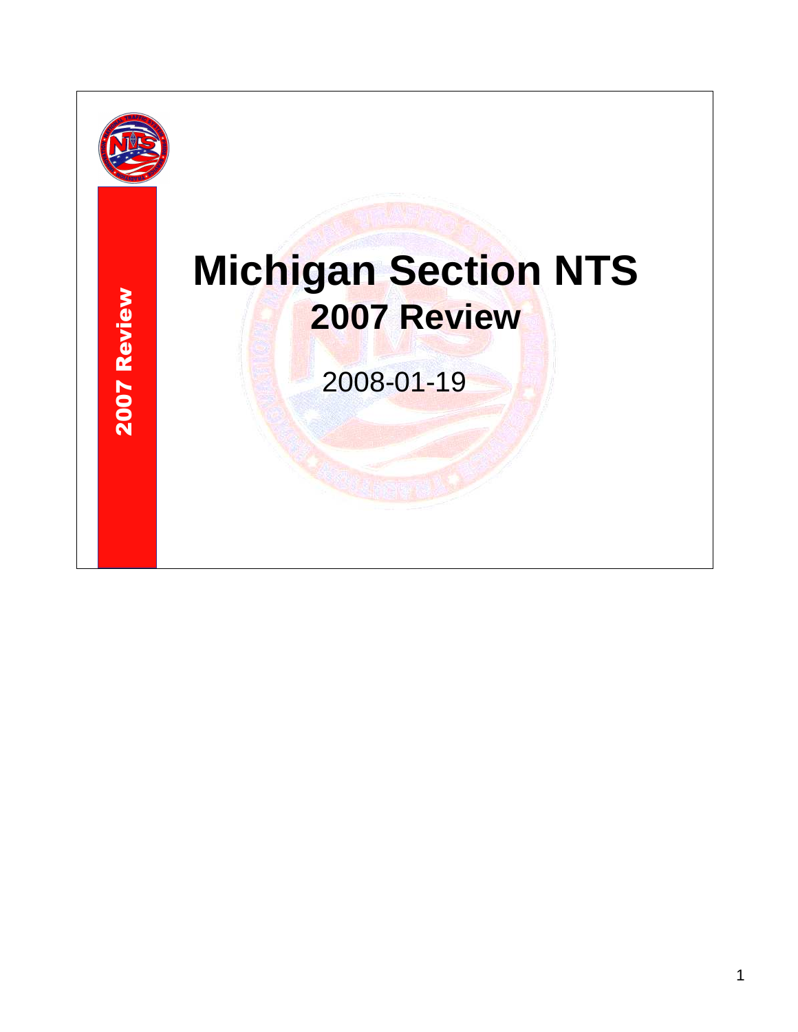2007 Review

# Michigan Section NTS

## 2007 Review

2008-01-19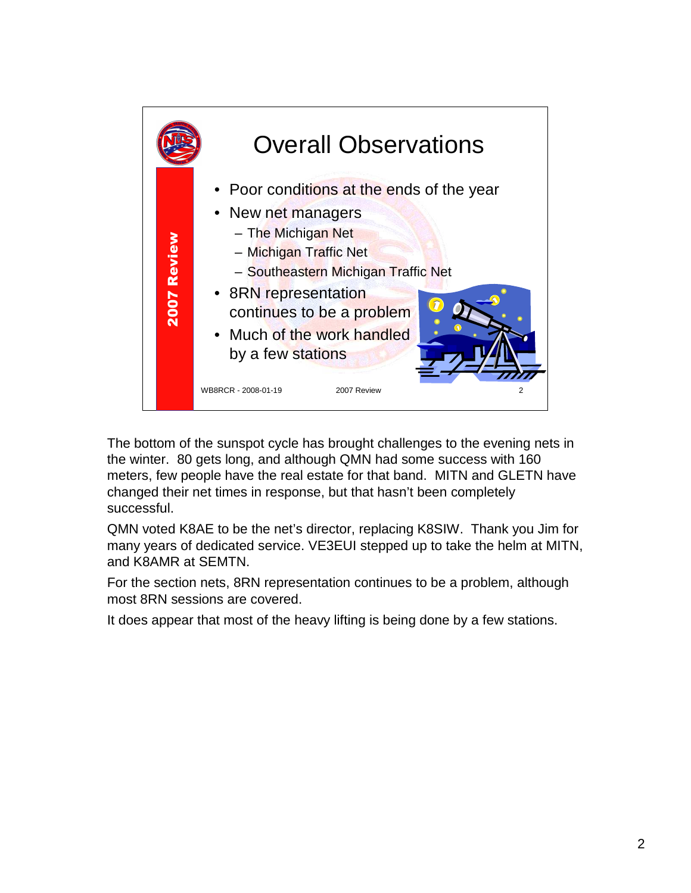# Overall Observations

- Poor conditions at the ends of the year
- New net managers
  - The Michigan Net
  - Michigan Traffic Net
  - Southeastern Michigan Traffic Net
- 8RN representation continues to be a problem
- Much of the work handled by a few stations

WB8RCR - 2008-01-19 2007 Review

The bottom of the sunspot cycle has brought challenges to the evening nets in the winter. 80 gets long, and although QMN had some success with 160 meters, few people have the real estate for that band. MITN and GLETN have changed their net times in response, but that hasn't been completely successful.

QMN voted K8AE to be the net's director, replacing K8SIW. Thank you Jim for many years of dedicated service. VE3EUI stepped up to take the helm at MITN, and K8AMR at SEMTN.

For the section nets, 8RN representation continues to be a problem, although most 8RN sessions are covered.

It does appear that most of the heavy lifting is being done by a few stations.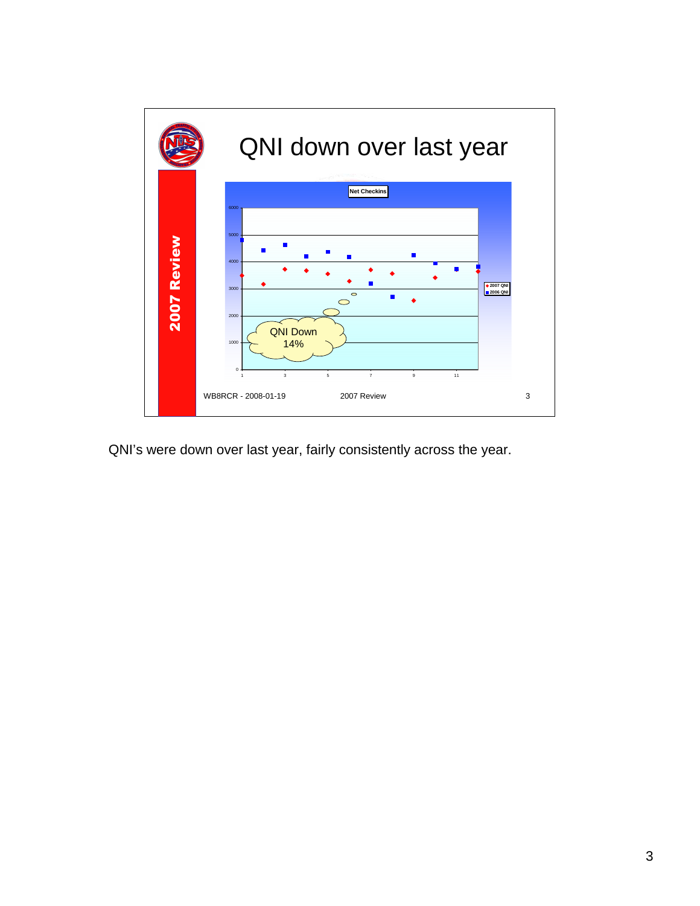# QNI down over last year

2007 Review

**Net Checkins**

QNI Down 14%

◆ 2007 QNI
■ 2006 QNI

WB8RCR - 2008-01-19 2007 Review 3

QNI's were down over last year, fairly consistently across the year.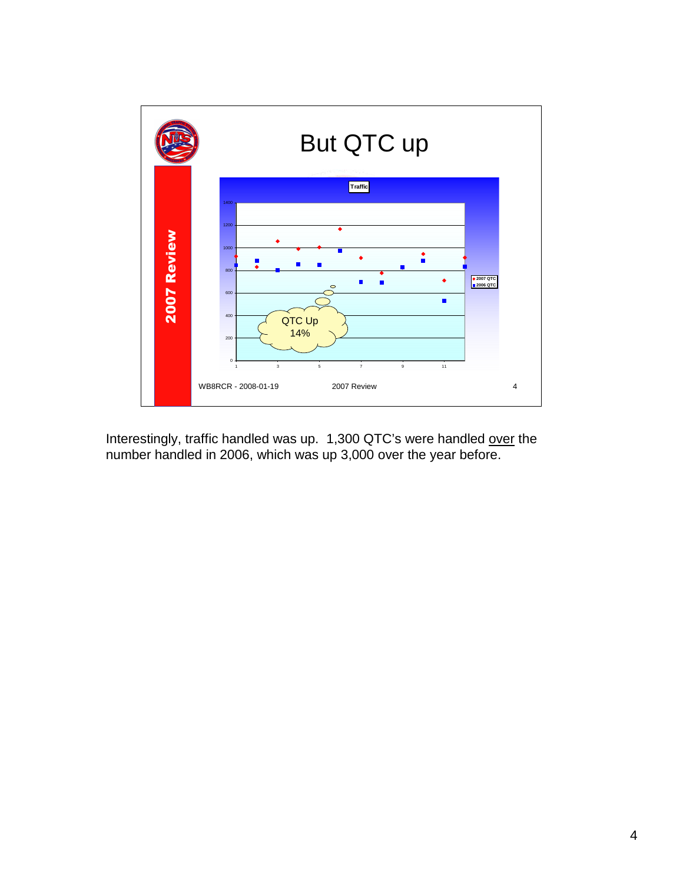# But QTC up

2007 Review

Traffic

QTC Up 14%

WB8RCR - 2008-01-19 2007 Review 4

Interestingly, traffic handled was up. 1,300 QTC's were handled <u>over</u> the number handled in 2006, which was up 3,000 over the year before.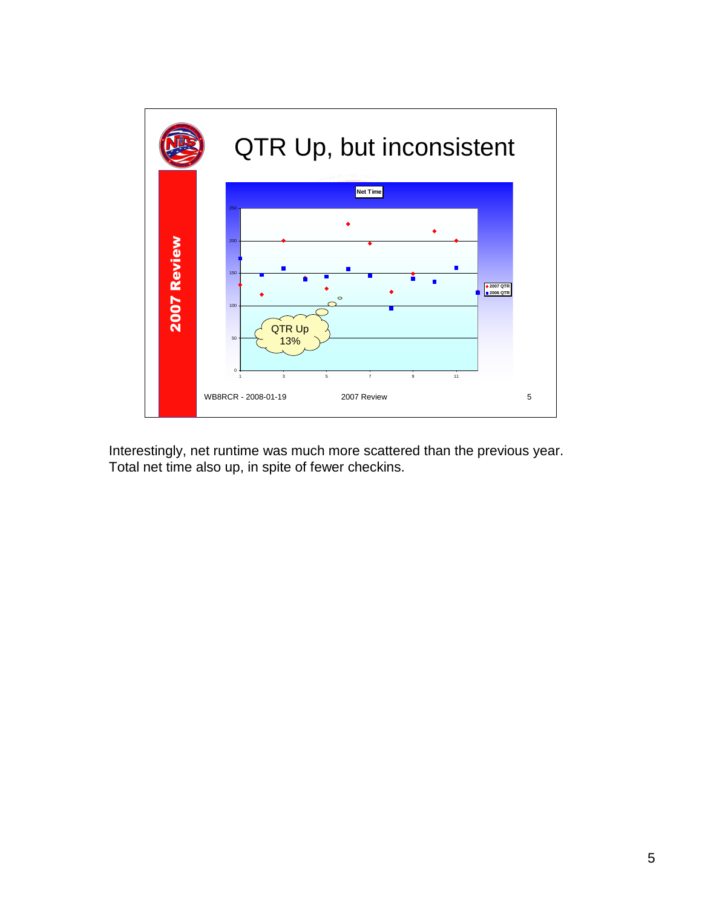# QTR Up, but inconsistent

**2007 Review**

**Net Time**

QTR Up 13%

- 2007 QTR
- 2006 QTR

WB8RCR - 2008-01-19 &nbsp;&nbsp;&nbsp;&nbsp; 2007 Review &nbsp;&nbsp;&nbsp;&nbsp; 5

Interestingly, net runtime was much more scattered than the previous year. Total net time also up, in spite of fewer checkins.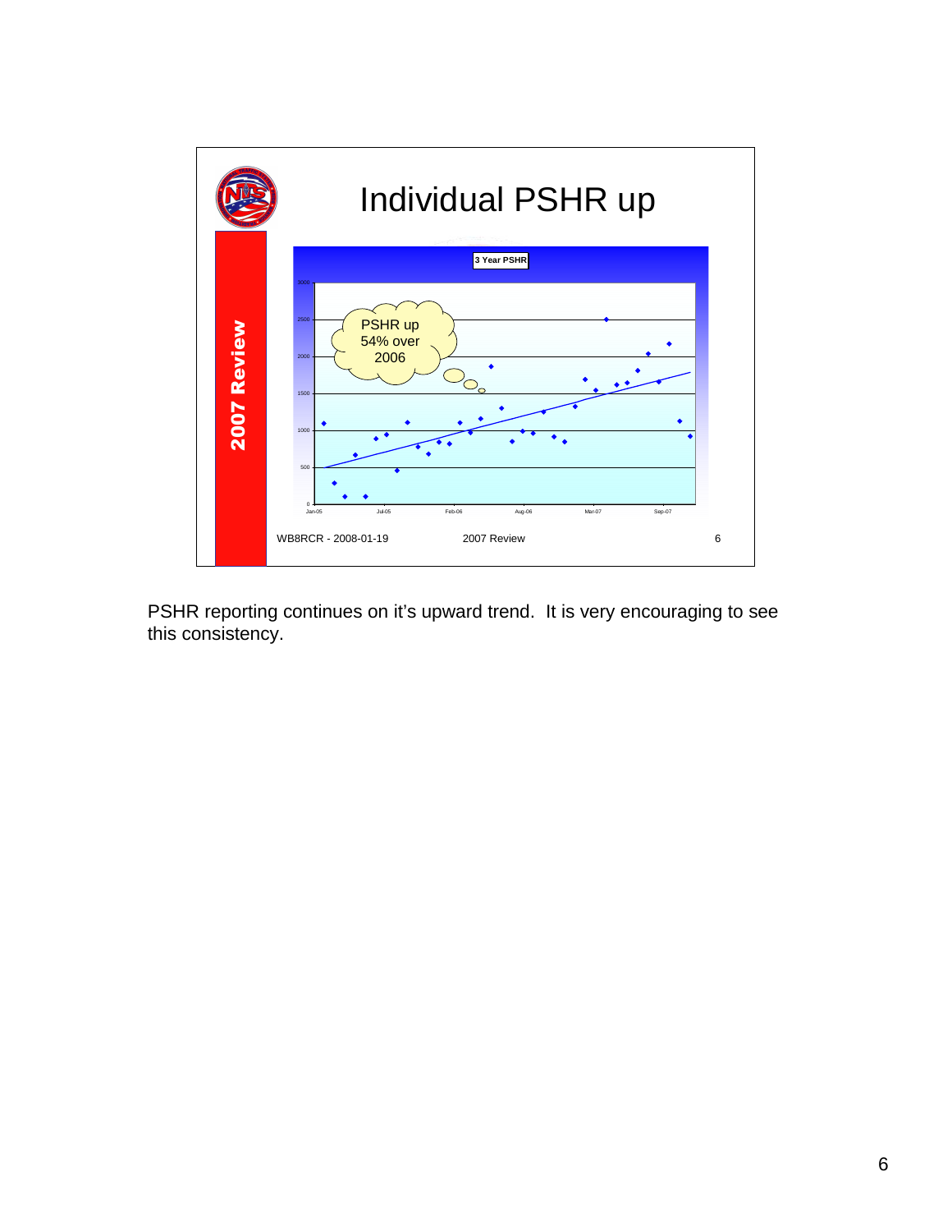# Individual PSHR up

**2007 Review**

3 Year PSHR

PSHR up 54% over 2006

WB8RCR - 2008-01-19 2007 Review 6

PSHR reporting continues on it's upward trend. It is very encouraging to see this consistency.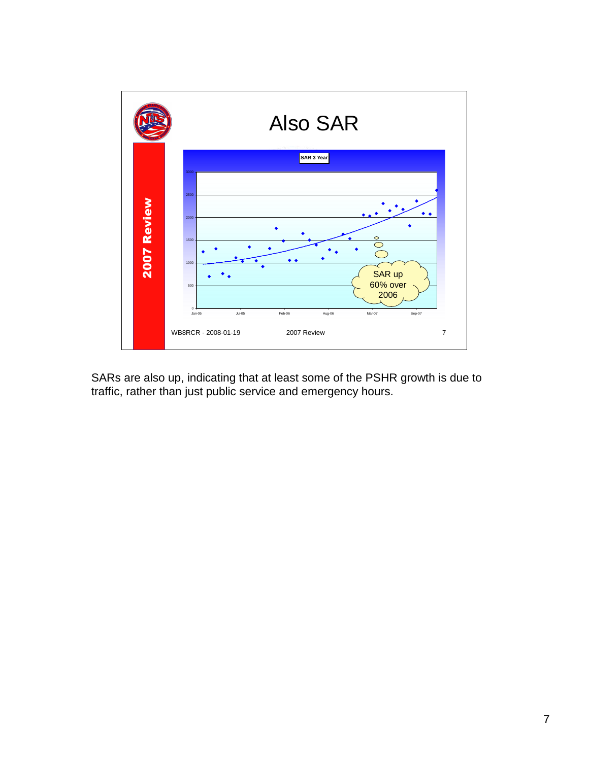# Also SAR

**2007 Review**

SAR 3 Year

SAR up 60% over 2006

WB8RCR - 2008-01-19 2007 Review 7

SARs are also up, indicating that at least some of the PSHR growth is due to traffic, rather than just public service and emergency hours.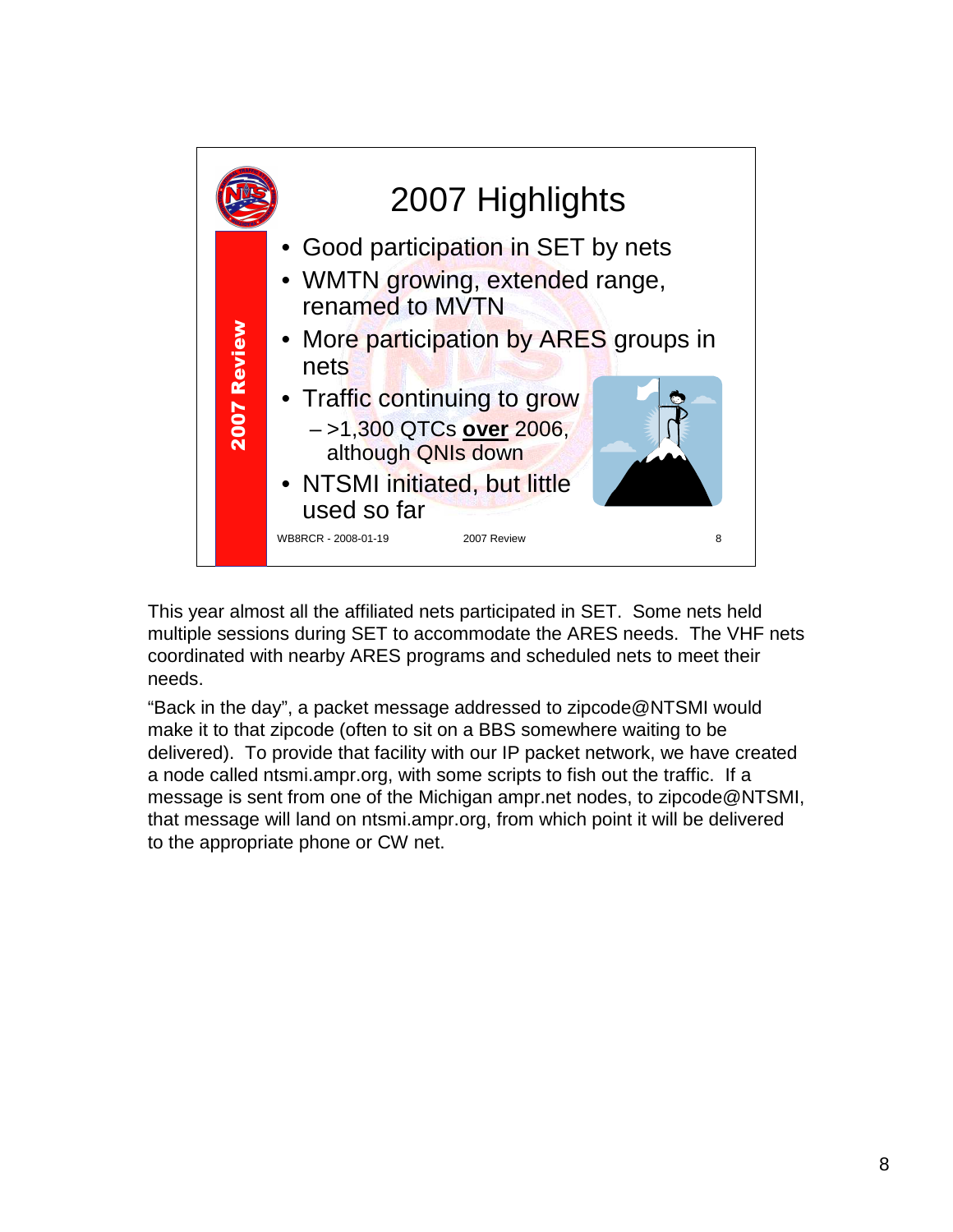## 2007 Highlights

*2007 Review*

- Good participation in SET by nets
- WMTN growing, extended range, renamed to MVTN
- More participation by ARES groups in nets
- Traffic continuing to grow
  - >1,300 QTCs **over** 2006, although QNIs down
- NTSMI initiated, but little used so far

WB8RCR - 2008-01-19 2007 Review 8

This year almost all the affiliated nets participated in SET. Some nets held multiple sessions during SET to accommodate the ARES needs. The VHF nets coordinated with nearby ARES programs and scheduled nets to meet their needs.

"Back in the day", a packet message addressed to zipcode@NTSMI would make it to that zipcode (often to sit on a BBS somewhere waiting to be delivered). To provide that facility with our IP packet network, we have created a node called ntsmi.ampr.org, with some scripts to fish out the traffic. If a message is sent from one of the Michigan ampr.net nodes, to zipcode@NTSMI, that message will land on ntsmi.ampr.org, from which point it will be delivered to the appropriate phone or CW net.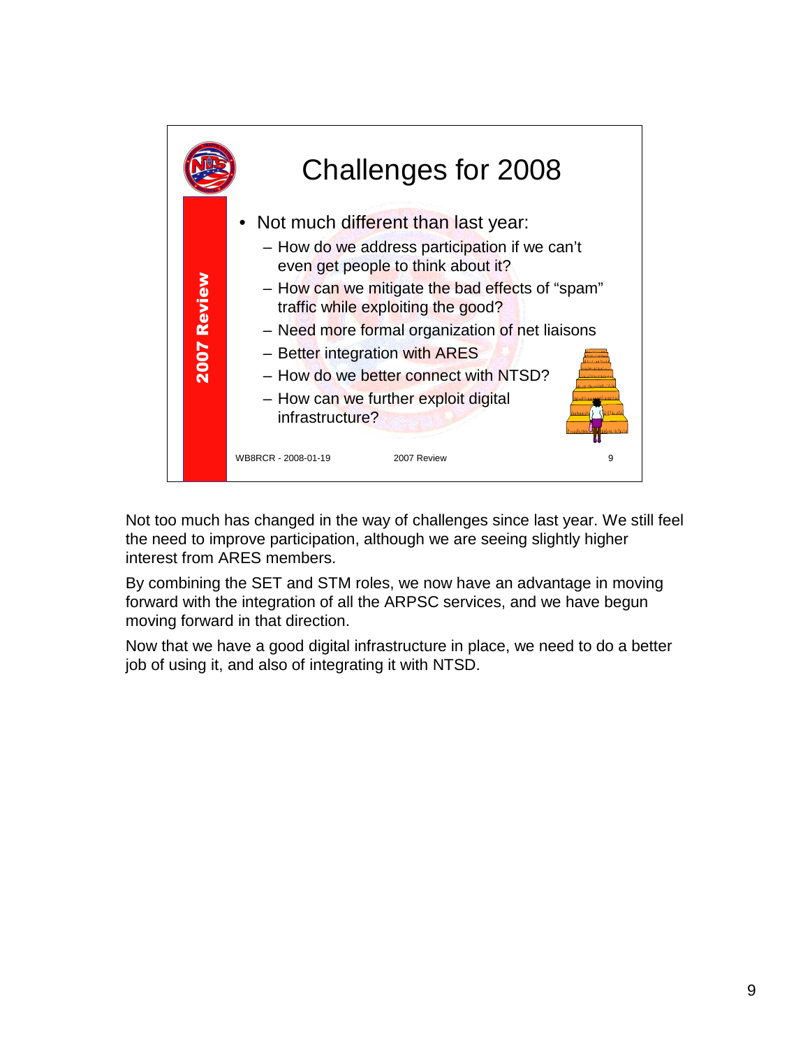## Challenges for 2008

2007 Review

- Not much different than last year:
  - How do we address participation if we can't even get people to think about it?
  - How can we mitigate the bad effects of "spam" traffic while exploiting the good?
  - Need more formal organization of net liaisons
  - Better integration with ARES
  - How do we better connect with NTSD?
  - How can we further exploit digital infrastructure?

WB8RCR - 2008-01-19 2007 Review 9

Not too much has changed in the way of challenges since last year. We still feel the need to improve participation, although we are seeing slightly higher interest from ARES members.

By combining the SET and STM roles, we now have an advantage in moving forward with the integration of all the ARPSC services, and we have begun moving forward in that direction.

Now that we have a good digital infrastructure in place, we need to do a better job of using it, and also of integrating it with NTSD.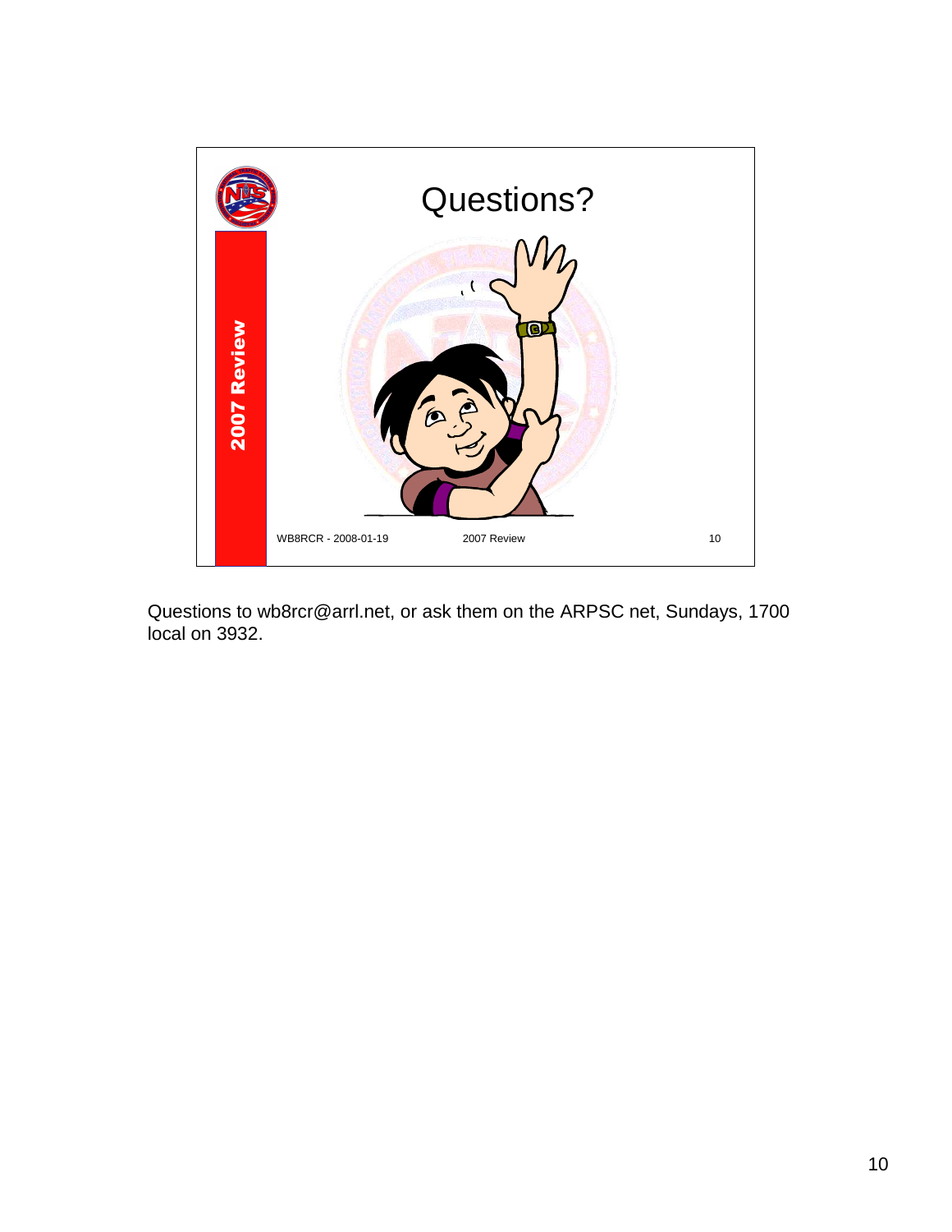# Questions?

2007 Review

WB8RCR - 2008-01-19 2007 Review 10

Questions to wb8rcr@arrl.net, or ask them on the ARPSC net, Sundays, 1700 local on 3932.